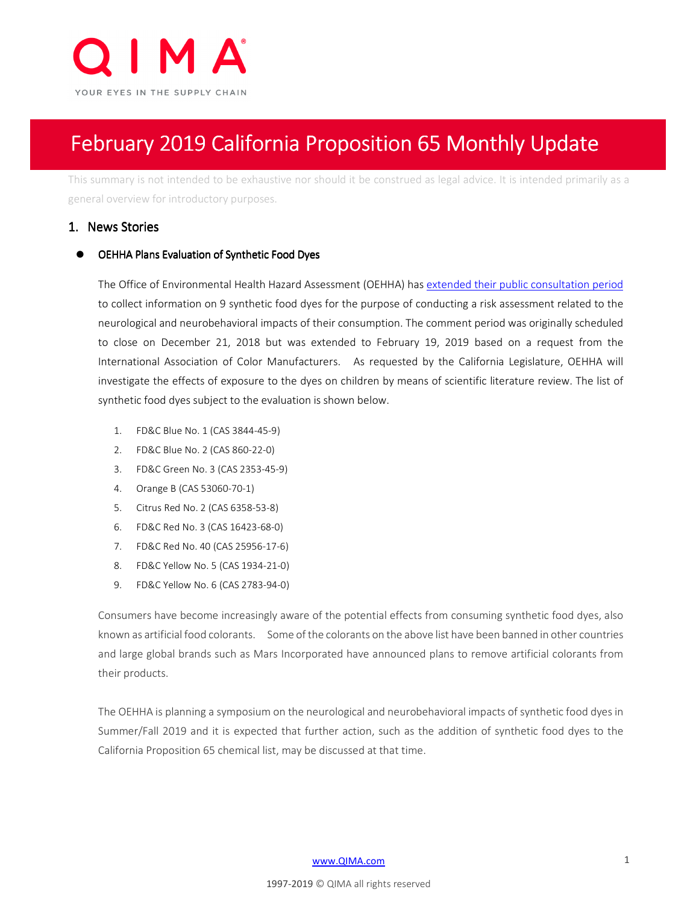# February 2019 California Proposition 65 Monthly Update

This summary is not intended to be exhaustive nor should it be construed as legal advice. It is intended primarily as a general overview for introductory purposes.

## 1. News Stories

- **OEHHA Plans Evaluation of Synthetic Food Dyes**

The Office of Environmental Health Hazard Assessment (OEHHA) has extended their public consultation period to collect information on 9 synthetic food dyes for the purpose of conducting a risk assessment related to the neurological and neurobehavioral impacts of their consumption. The comment period was originally scheduled to close on December 21, 2018 but was extended to February 19, 2019 based on a request from the International Association of Color Manufacturers. As requested by the California Legislature, OEHHA will investigate the effects of exposure to the dyes on children by means of scientific literature review. The list of synthetic food dyes subject to the evaluation is shown below.

1. FD&C Blue No. 1 (CAS 3844-45-9)
2. FD&C Blue No. 2 (CAS 860-22-0)
3. FD&C Green No. 3 (CAS 2353-45-9)
4. Orange B (CAS 53060-70-1)
5. Citrus Red No. 2 (CAS 6358-53-8)
6. FD&C Red No. 3 (CAS 16423-68-0)
7. FD&C Red No. 40 (CAS 25956-17-6)
8. FD&C Yellow No. 5 (CAS 1934-21-0)
9. FD&C Yellow No. 6 (CAS 2783-94-0)

Consumers have become increasingly aware of the potential effects from consuming synthetic food dyes, also known as artificial food colorants. Some of the colorants on the above list have been banned in other countries and large global brands such as Mars Incorporated have announced plans to remove artificial colorants from their products.

The OEHHA is planning a symposium on the neurological and neurobehavioral impacts of synthetic food dyes in Summer/Fall 2019 and it is expected that further action, such as the addition of synthetic food dyes to the California Proposition 65 chemical list, may be discussed at that time.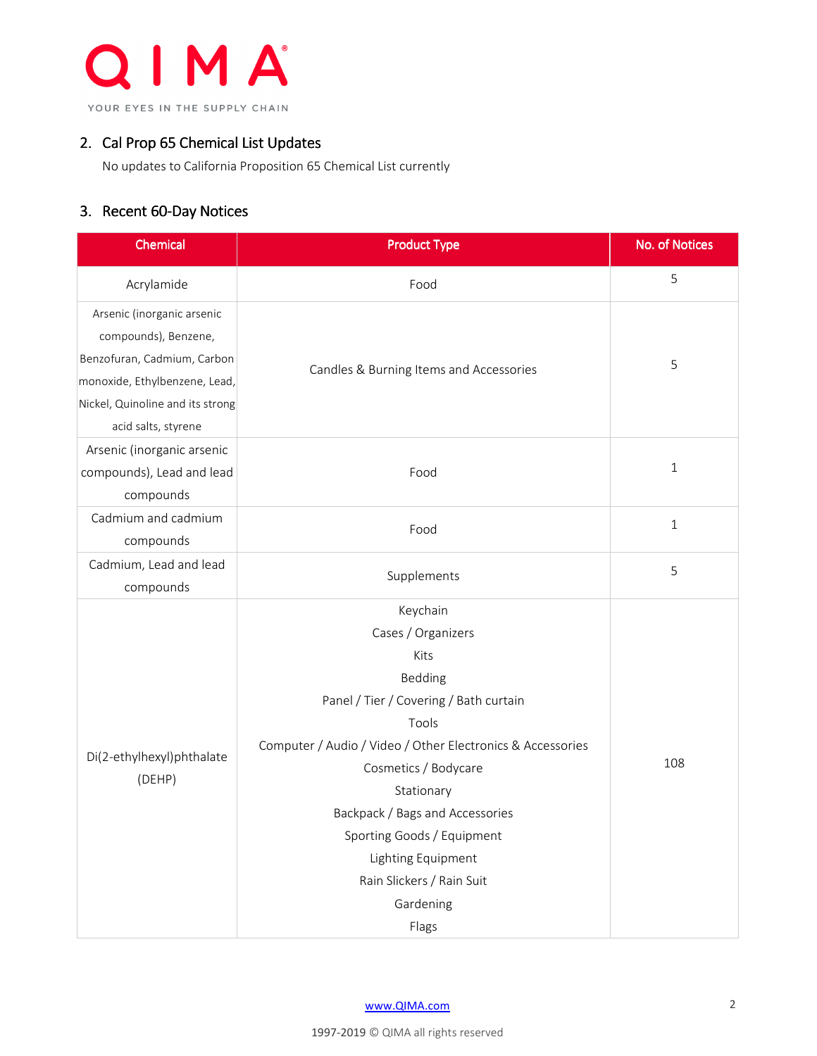## 2. Cal Prop 65 Chemical List Updates

No updates to California Proposition 65 Chemical List currently

## 3. Recent 60-Day Notices

| Chemical | Product Type | No. of Notices |
|---|---|---|
| Acrylamide | Food | 5 |
| Arsenic (inorganic arsenic compounds), Benzene, Benzofuran, Cadmium, Carbon monoxide, Ethylbenzene, Lead, Nickel, Quinoline and its strong acid salts, styrene | Candles & Burning Items and Accessories | 5 |
| Arsenic (inorganic arsenic compounds), Lead and lead compounds | Food | 1 |
| Cadmium and cadmium compounds | Food | 1 |
| Cadmium, Lead and lead compounds | Supplements | 5 |
| Di(2-ethylhexyl)phthalate (DEHP) | Keychain<br>Cases / Organizers<br>Kits<br>Bedding<br>Panel / Tier / Covering / Bath curtain<br>Tools<br>Computer / Audio / Video / Other Electronics & Accessories<br>Cosmetics / Bodycare<br>Stationary<br>Backpack / Bags and Accessories<br>Sporting Goods / Equipment<br>Lighting Equipment<br>Rain Slickers / Rain Suit<br>Gardening<br>Flags | 108 |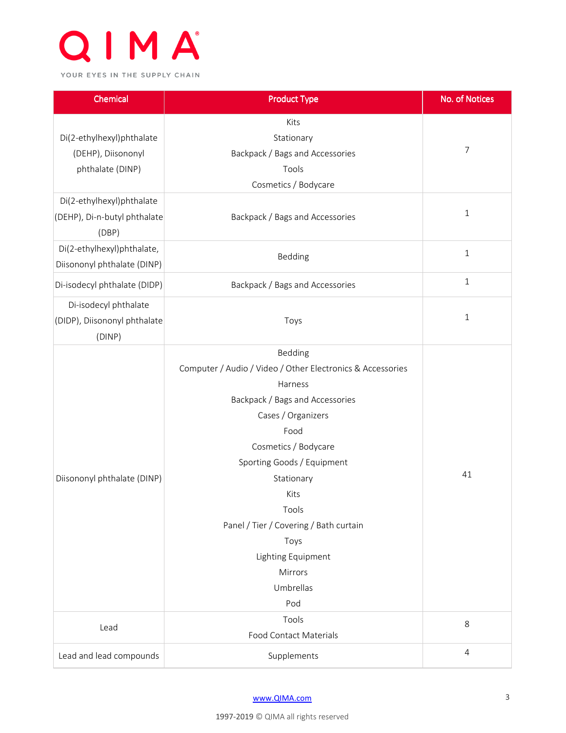| Chemical | Product Type | No. of Notices |
|---|---|---|
| Di(2-ethylhexyl)phthalate (DEHP), Diisononyl phthalate (DINP) | Kits<br>Stationary<br>Backpack / Bags and Accessories<br>Tools<br>Cosmetics / Bodycare | 7 |
| Di(2-ethylhexyl)phthalate (DEHP), Di-n-butyl phthalate (DBP) | Backpack / Bags and Accessories | 1 |
| Di(2-ethylhexyl)phthalate, Diisononyl phthalate (DINP) | Bedding | 1 |
| Di-isodecyl phthalate (DIDP) | Backpack / Bags and Accessories | 1 |
| Di-isodecyl phthalate (DIDP), Diisononyl phthalate (DINP) | Toys | 1 |
| Diisononyl phthalate (DINP) | Bedding<br>Computer / Audio / Video / Other Electronics & Accessories<br>Harness<br>Backpack / Bags and Accessories<br>Cases / Organizers<br>Food<br>Cosmetics / Bodycare<br>Sporting Goods / Equipment<br>Stationary<br>Kits<br>Tools<br>Panel / Tier / Covering / Bath curtain<br>Toys<br>Lighting Equipment<br>Mirrors<br>Umbrellas<br>Pod | 41 |
| Lead | Tools<br>Food Contact Materials | 8 |
| Lead and lead compounds | Supplements | 4 |

[www.QIMA.com](http://www.QIMA.com)

1997-2019 © QIMA all rights reserved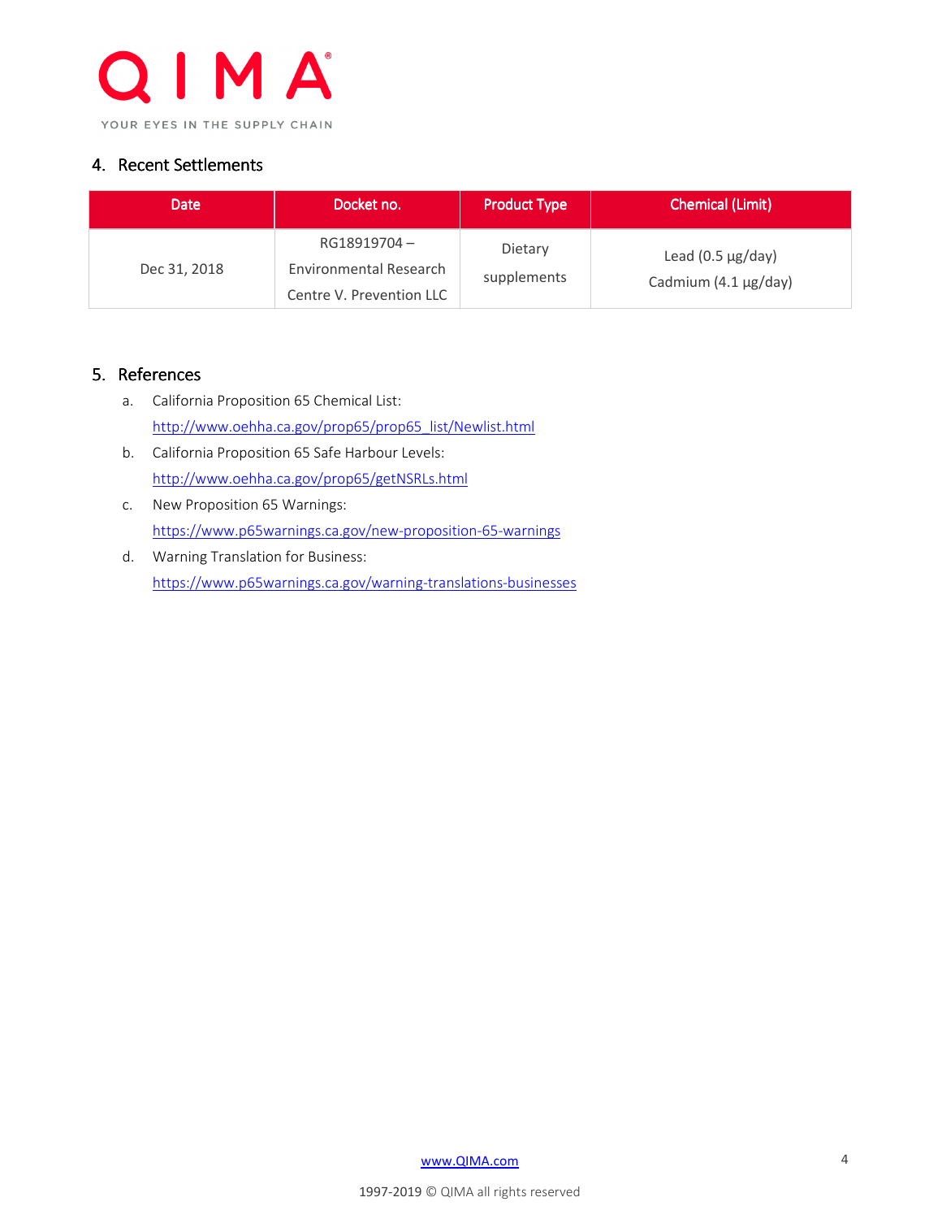## 4. Recent Settlements

| Date | Docket no. | Product Type | Chemical (Limit) |
| --- | --- | --- | --- |
| Dec 31, 2018 | RG18919704 – Environmental Research Centre V. Prevention LLC | Dietary supplements | Lead (0.5 µg/day)<br>Cadmium (4.1 µg/day) |

## 5. References

a. California Proposition 65 Chemical List:
   http://www.oehha.ca.gov/prop65/prop65_list/Newlist.html

b. California Proposition 65 Safe Harbour Levels:
   http://www.oehha.ca.gov/prop65/getNSRLs.html

c. New Proposition 65 Warnings:
   https://www.p65warnings.ca.gov/new-proposition-65-warnings

d. Warning Translation for Business:
   https://www.p65warnings.ca.gov/warning-translations-businesses